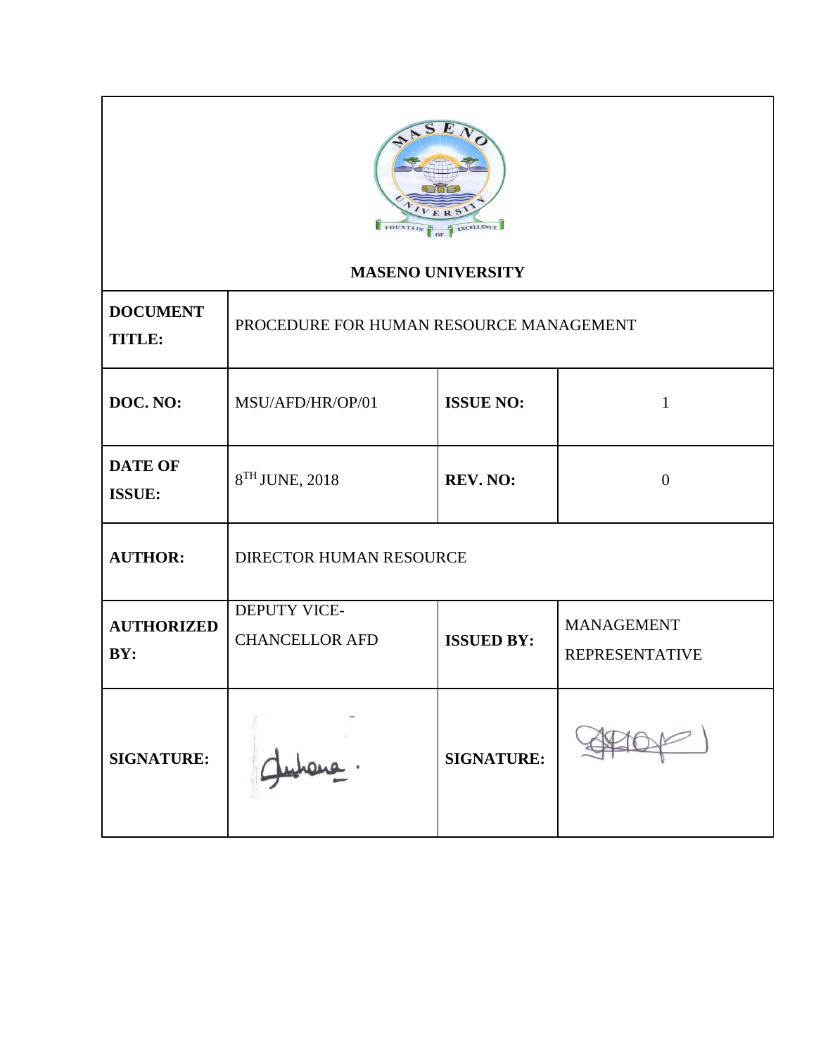**MASENO UNIVERSITY**

| | | | |
|---|---|---|---|
| **DOCUMENT TITLE:** | PROCEDURE FOR HUMAN RESOURCE MANAGEMENT | | |
| **DOC. NO:** | MSU/AFD/HR/OP/01 | **ISSUE NO:** | 1 |
| **DATE OF ISSUE:** | $8^{TH}$ JUNE, 2018 | **REV. NO:** | 0 |
| **AUTHOR:** | DIRECTOR HUMAN RESOURCE | | |
| **AUTHORIZED BY:** | DEPUTY VICE-CHANCELLOR AFD | **ISSUED BY:** | MANAGEMENT REPRESENTATIVE |
| **SIGNATURE:** | | **SIGNATURE:** | |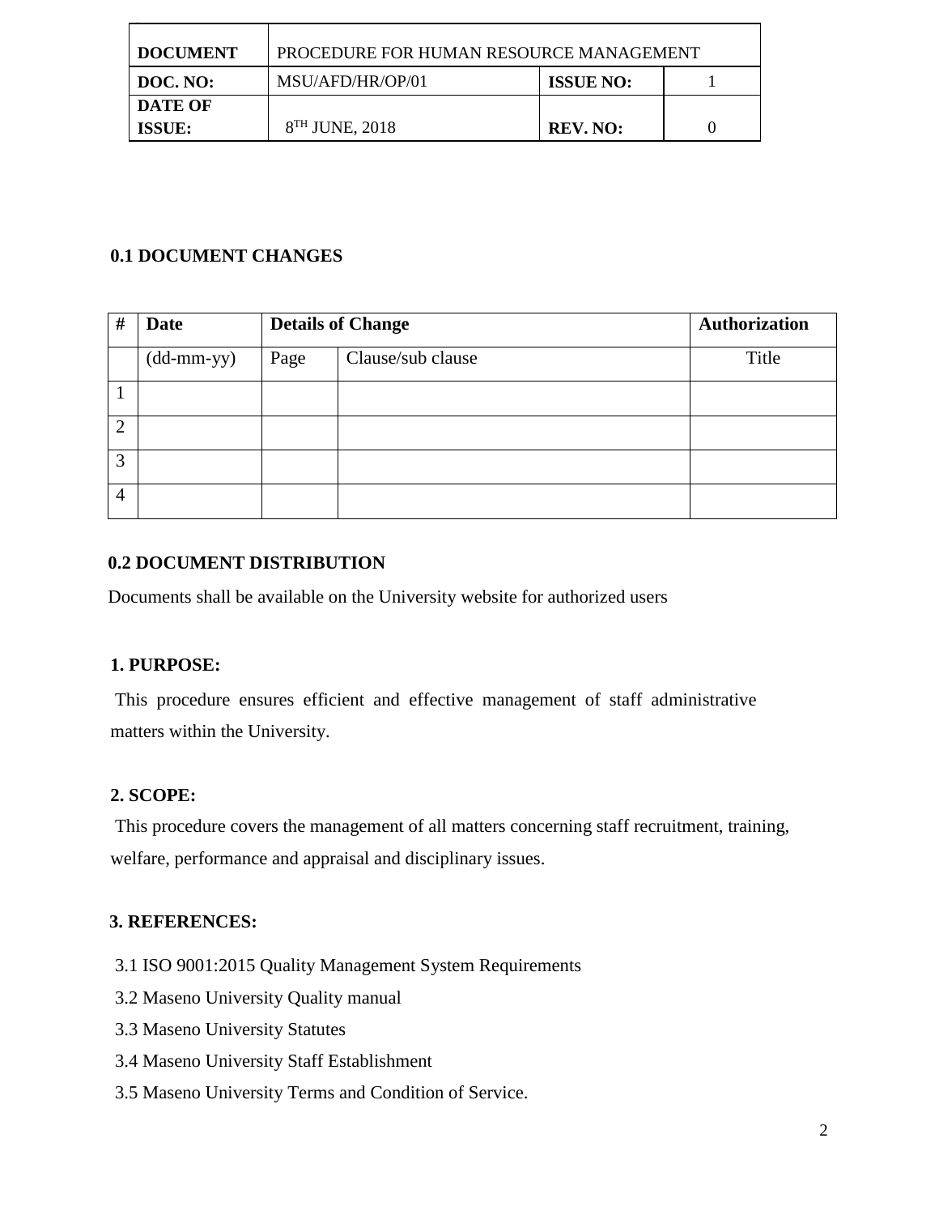| DOCUMENT | PROCEDURE FOR HUMAN RESOURCE MANAGEMENT | | |
|---|---|---|---|
| DOC. NO: | MSU/AFD/HR/OP/01 | ISSUE NO: | 1 |
| DATE OF ISSUE: | 8TH JUNE, 2018 | REV. NO: | 0 |

## 0.1 DOCUMENT CHANGES

| # | Date | Details of Change | | Authorization |
|---|---|---|---|---|
| | (dd-mm-yy) | Page | Clause/sub clause | Title |
| 1 | | | | |
| 2 | | | | |
| 3 | | | | |
| 4 | | | | |

## 0.2 DOCUMENT DISTRIBUTION

Documents shall be available on the University website for authorized users

## 1. PURPOSE:

This procedure ensures efficient and effective management of staff administrative matters within the University.

## 2. SCOPE:

This procedure covers the management of all matters concerning staff recruitment, training, welfare, performance and appraisal and disciplinary issues.

## 3. REFERENCES:

3.1 ISO 9001:2015 Quality Management System Requirements

3.2 Maseno University Quality manual

3.3 Maseno University Statutes

3.4 Maseno University Staff Establishment

3.5 Maseno University Terms and Condition of Service.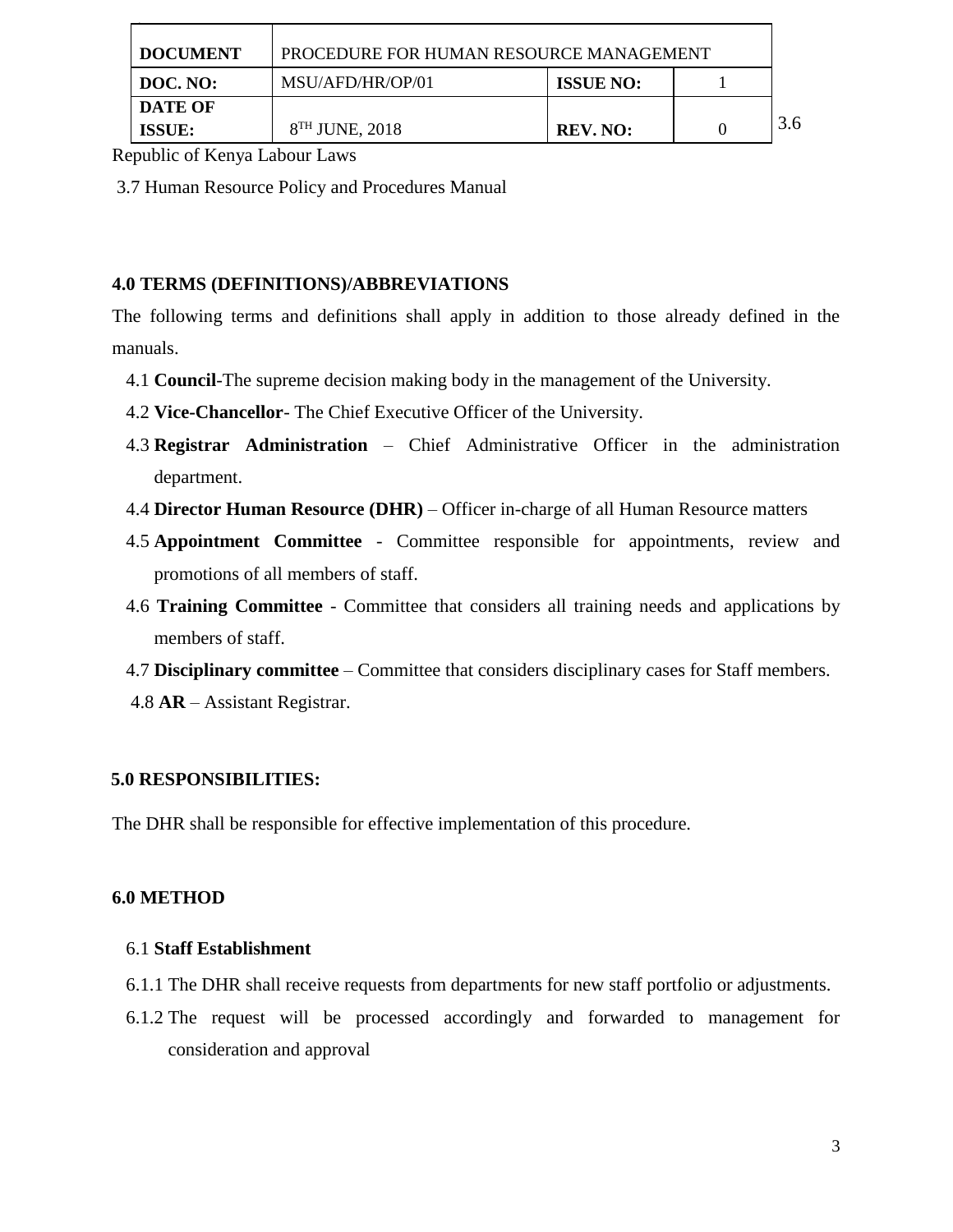3.6 Republic of Kenya Labour Laws

3.7 Human Resource Policy and Procedures Manual

**4.0 TERMS (DEFINITIONS)/ABBREVIATIONS**

The following terms and definitions shall apply in addition to those already defined in the manuals.

4.1 **Council**-The supreme decision making body in the management of the University.

4.2 **Vice-Chancellor**- The Chief Executive Officer of the University.

4.3 **Registrar Administration** – Chief Administrative Officer in the administration department.

4.4 **Director Human Resource (DHR)** – Officer in-charge of all Human Resource matters

4.5 **Appointment Committee** - Committee responsible for appointments, review and promotions of all members of staff.

4.6 **Training Committee** - Committee that considers all training needs and applications by members of staff.

4.7 **Disciplinary committee** – Committee that considers disciplinary cases for Staff members.

4.8 **AR** – Assistant Registrar.

**5.0 RESPONSIBILITIES:**

The DHR shall be responsible for effective implementation of this procedure.

**6.0 METHOD**

6.1 **Staff Establishment**

6.1.1 The DHR shall receive requests from departments for new staff portfolio or adjustments.

6.1.2 The request will be processed accordingly and forwarded to management for consideration and approval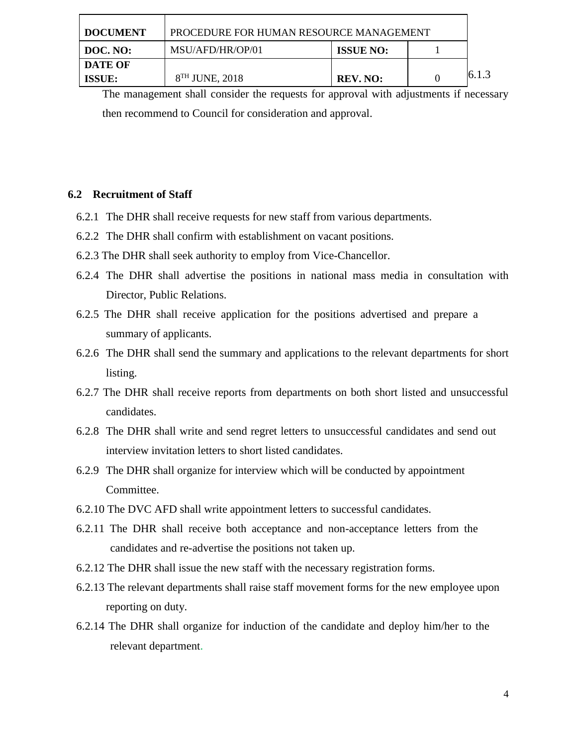6.1.3 The management shall consider the requests for approval with adjustments if necessary then recommend to Council for consideration and approval.

## 6.2 Recruitment of Staff

6.2.1 The DHR shall receive requests for new staff from various departments.

6.2.2 The DHR shall confirm with establishment on vacant positions.

6.2.3 The DHR shall seek authority to employ from Vice-Chancellor.

6.2.4 The DHR shall advertise the positions in national mass media in consultation with Director, Public Relations.

6.2.5 The DHR shall receive application for the positions advertised and prepare a summary of applicants.

6.2.6 The DHR shall send the summary and applications to the relevant departments for short listing.

6.2.7 The DHR shall receive reports from departments on both short listed and unsuccessful candidates.

6.2.8 The DHR shall write and send regret letters to unsuccessful candidates and send out interview invitation letters to short listed candidates.

6.2.9 The DHR shall organize for interview which will be conducted by appointment Committee.

6.2.10 The DVC AFD shall write appointment letters to successful candidates.

6.2.11 The DHR shall receive both acceptance and non-acceptance letters from the candidates and re-advertise the positions not taken up.

6.2.12 The DHR shall issue the new staff with the necessary registration forms.

6.2.13 The relevant departments shall raise staff movement forms for the new employee upon reporting on duty.

6.2.14 The DHR shall organize for induction of the candidate and deploy him/her to the relevant department.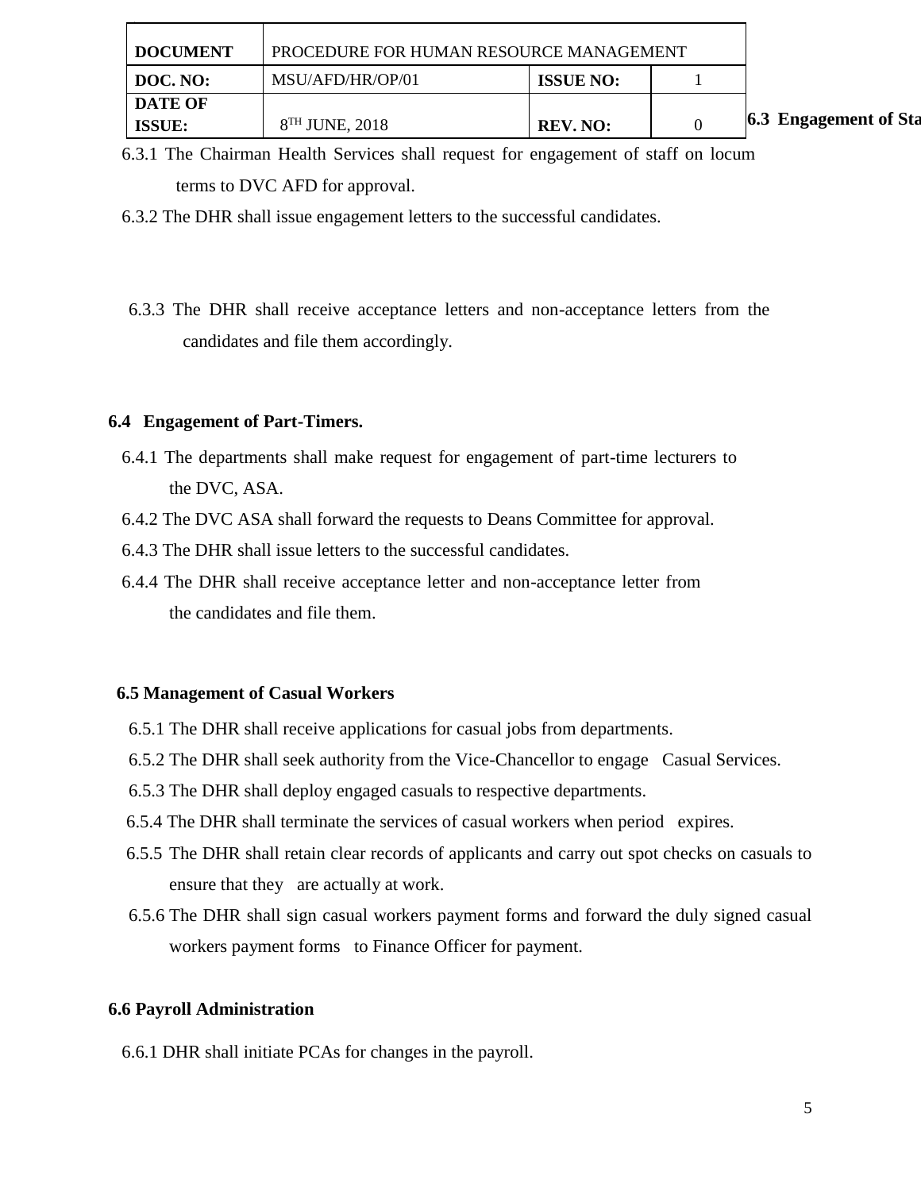### 6.3 Engagement of Sta

6.3.1 The Chairman Health Services shall request for engagement of staff on locum terms to DVC AFD for approval.

6.3.2 The DHR shall issue engagement letters to the successful candidates.

6.3.3 The DHR shall receive acceptance letters and non-acceptance letters from the candidates and file them accordingly.

### 6.4 Engagement of Part-Timers.

6.4.1 The departments shall make request for engagement of part-time lecturers to the DVC, ASA.

6.4.2 The DVC ASA shall forward the requests to Deans Committee for approval.

6.4.3 The DHR shall issue letters to the successful candidates.

6.4.4 The DHR shall receive acceptance letter and non-acceptance letter from the candidates and file them.

### 6.5 Management of Casual Workers

6.5.1 The DHR shall receive applications for casual jobs from departments.

6.5.2 The DHR shall seek authority from the Vice-Chancellor to engage Casual Services.

6.5.3 The DHR shall deploy engaged casuals to respective departments.

6.5.4 The DHR shall terminate the services of casual workers when period expires.

6.5.5 The DHR shall retain clear records of applicants and carry out spot checks on casuals to ensure that they are actually at work.

6.5.6 The DHR shall sign casual workers payment forms and forward the duly signed casual workers payment forms to Finance Officer for payment.

### 6.6 Payroll Administration

6.6.1 DHR shall initiate PCAs for changes in the payroll.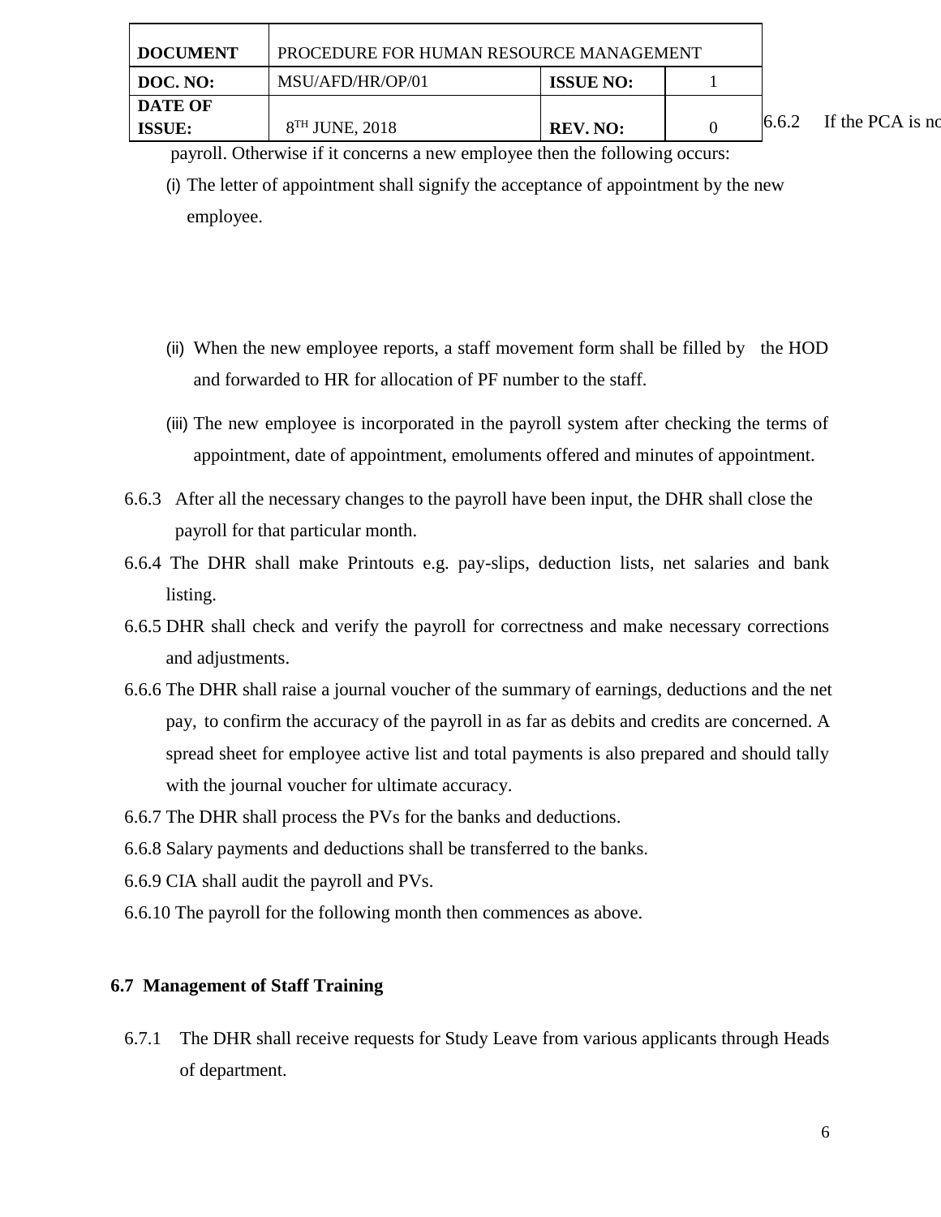6.6.2 If the PCA is no

payroll. Otherwise if it concerns a new employee then the following occurs:

(i) The letter of appointment shall signify the acceptance of appointment by the new employee.

(ii) When the new employee reports, a staff movement form shall be filled by the HOD and forwarded to HR for allocation of PF number to the staff.

(iii) The new employee is incorporated in the payroll system after checking the terms of appointment, date of appointment, emoluments offered and minutes of appointment.

6.6.3 After all the necessary changes to the payroll have been input, the DHR shall close the payroll for that particular month.

6.6.4 The DHR shall make Printouts e.g. pay-slips, deduction lists, net salaries and bank listing.

6.6.5 DHR shall check and verify the payroll for correctness and make necessary corrections and adjustments.

6.6.6 The DHR shall raise a journal voucher of the summary of earnings, deductions and the net pay, to confirm the accuracy of the payroll in as far as debits and credits are concerned. A spread sheet for employee active list and total payments is also prepared and should tally with the journal voucher for ultimate accuracy.

6.6.7 The DHR shall process the PVs for the banks and deductions.

6.6.8 Salary payments and deductions shall be transferred to the banks.

6.6.9 CIA shall audit the payroll and PVs.

6.6.10 The payroll for the following month then commences as above.

### 6.7 Management of Staff Training

6.7.1 The DHR shall receive requests for Study Leave from various applicants through Heads of department.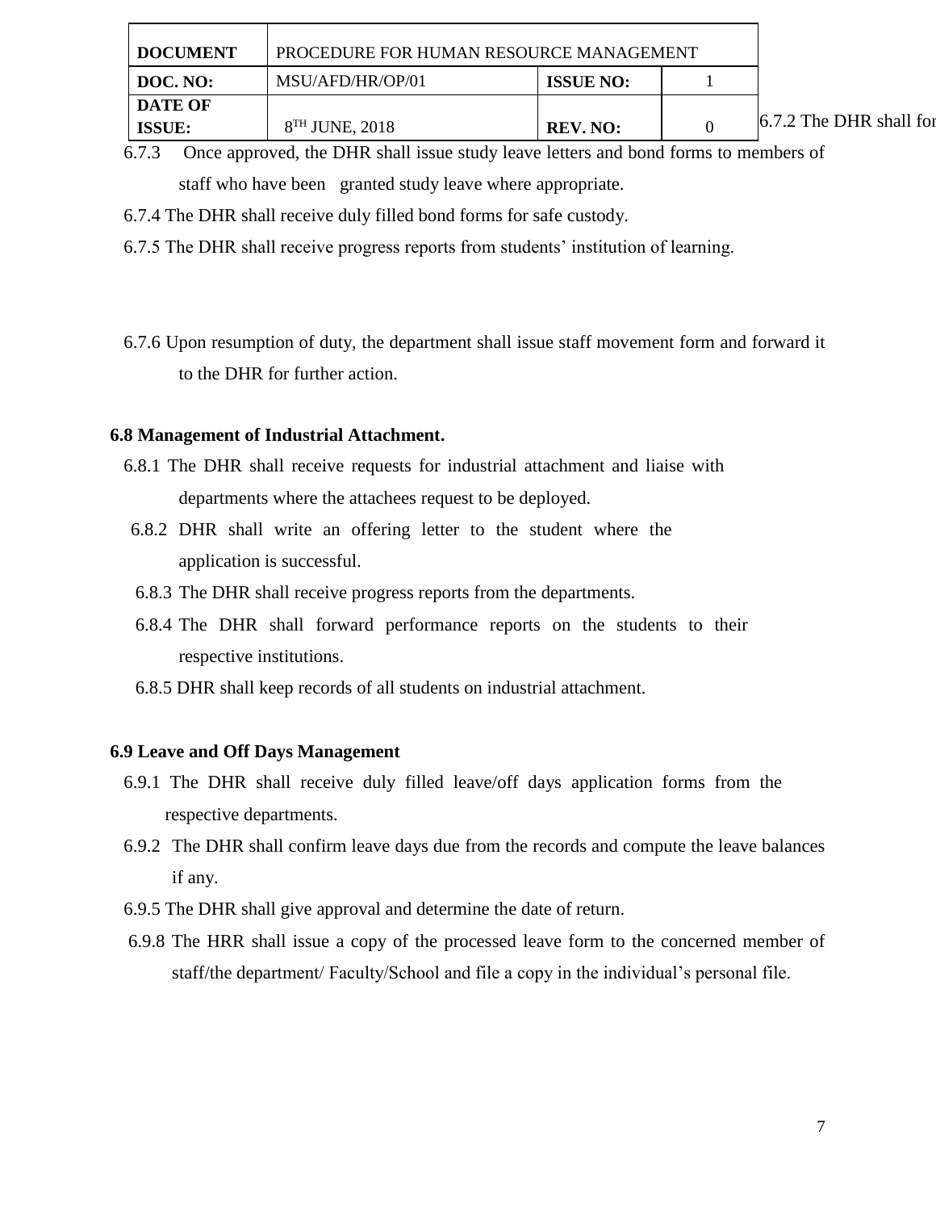6.7.2 The DHR shall for

6.7.3 Once approved, the DHR shall issue study leave letters and bond forms to members of staff who have been granted study leave where appropriate.

6.7.4 The DHR shall receive duly filled bond forms for safe custody.

6.7.5 The DHR shall receive progress reports from students' institution of learning.

6.7.6 Upon resumption of duty, the department shall issue staff movement form and forward it to the DHR for further action.

**6.8 Management of Industrial Attachment.**

6.8.1 The DHR shall receive requests for industrial attachment and liaise with departments where the attachees request to be deployed.

6.8.2 DHR shall write an offering letter to the student where the application is successful.

6.8.3 The DHR shall receive progress reports from the departments.

6.8.4 The DHR shall forward performance reports on the students to their respective institutions.

6.8.5 DHR shall keep records of all students on industrial attachment.

**6.9 Leave and Off Days Management**

6.9.1 The DHR shall receive duly filled leave/off days application forms from the respective departments.

6.9.2 The DHR shall confirm leave days due from the records and compute the leave balances if any.

6.9.5 The DHR shall give approval and determine the date of return.

6.9.8 The HRR shall issue a copy of the processed leave form to the concerned member of staff/the department/ Faculty/School and file a copy in the individual's personal file.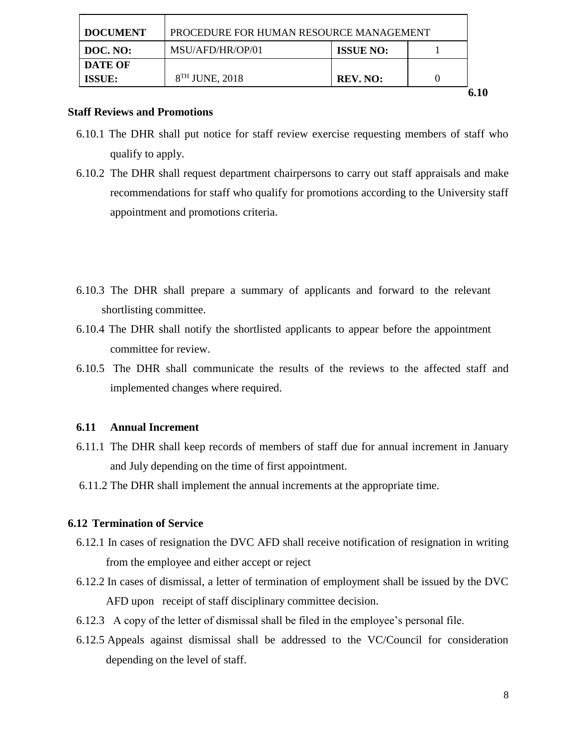## 6.10 Staff Reviews and Promotions

6.10.1 The DHR shall put notice for staff review exercise requesting members of staff who qualify to apply.

6.10.2 The DHR shall request department chairpersons to carry out staff appraisals and make recommendations for staff who qualify for promotions according to the University staff appointment and promotions criteria.

6.10.3 The DHR shall prepare a summary of applicants and forward to the relevant shortlisting committee.

6.10.4 The DHR shall notify the shortlisted applicants to appear before the appointment committee for review.

6.10.5 The DHR shall communicate the results of the reviews to the affected staff and implemented changes where required.

### 6.11 Annual Increment

6.11.1 The DHR shall keep records of members of staff due for annual increment in January and July depending on the time of first appointment.

6.11.2 The DHR shall implement the annual increments at the appropriate time.

### 6.12 Termination of Service

6.12.1 In cases of resignation the DVC AFD shall receive notification of resignation in writing from the employee and either accept or reject

6.12.2 In cases of dismissal, a letter of termination of employment shall be issued by the DVC AFD upon receipt of staff disciplinary committee decision.

6.12.3 A copy of the letter of dismissal shall be filed in the employee's personal file.

6.12.5 Appeals against dismissal shall be addressed to the VC/Council for consideration depending on the level of staff.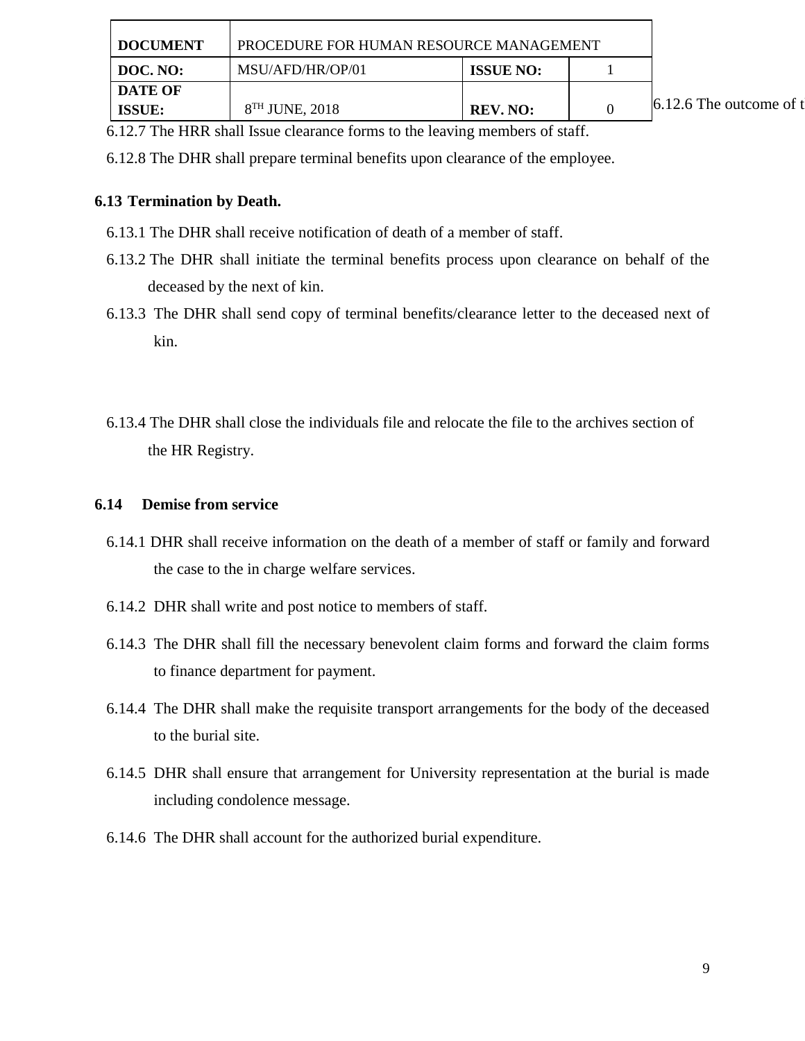6.12.6 The outcome of t

6.12.7 The HRR shall Issue clearance forms to the leaving members of staff.

6.12.8 The DHR shall prepare terminal benefits upon clearance of the employee.

## 6.13 Termination by Death.

6.13.1 The DHR shall receive notification of death of a member of staff.

6.13.2 The DHR shall initiate the terminal benefits process upon clearance on behalf of the deceased by the next of kin.

6.13.3 The DHR shall send copy of terminal benefits/clearance letter to the deceased next of kin.

6.13.4 The DHR shall close the individuals file and relocate the file to the archives section of the HR Registry.

## 6.14 Demise from service

6.14.1 DHR shall receive information on the death of a member of staff or family and forward the case to the in charge welfare services.

6.14.2 DHR shall write and post notice to members of staff.

6.14.3 The DHR shall fill the necessary benevolent claim forms and forward the claim forms to finance department for payment.

6.14.4 The DHR shall make the requisite transport arrangements for the body of the deceased to the burial site.

6.14.5 DHR shall ensure that arrangement for University representation at the burial is made including condolence message.

6.14.6 The DHR shall account for the authorized burial expenditure.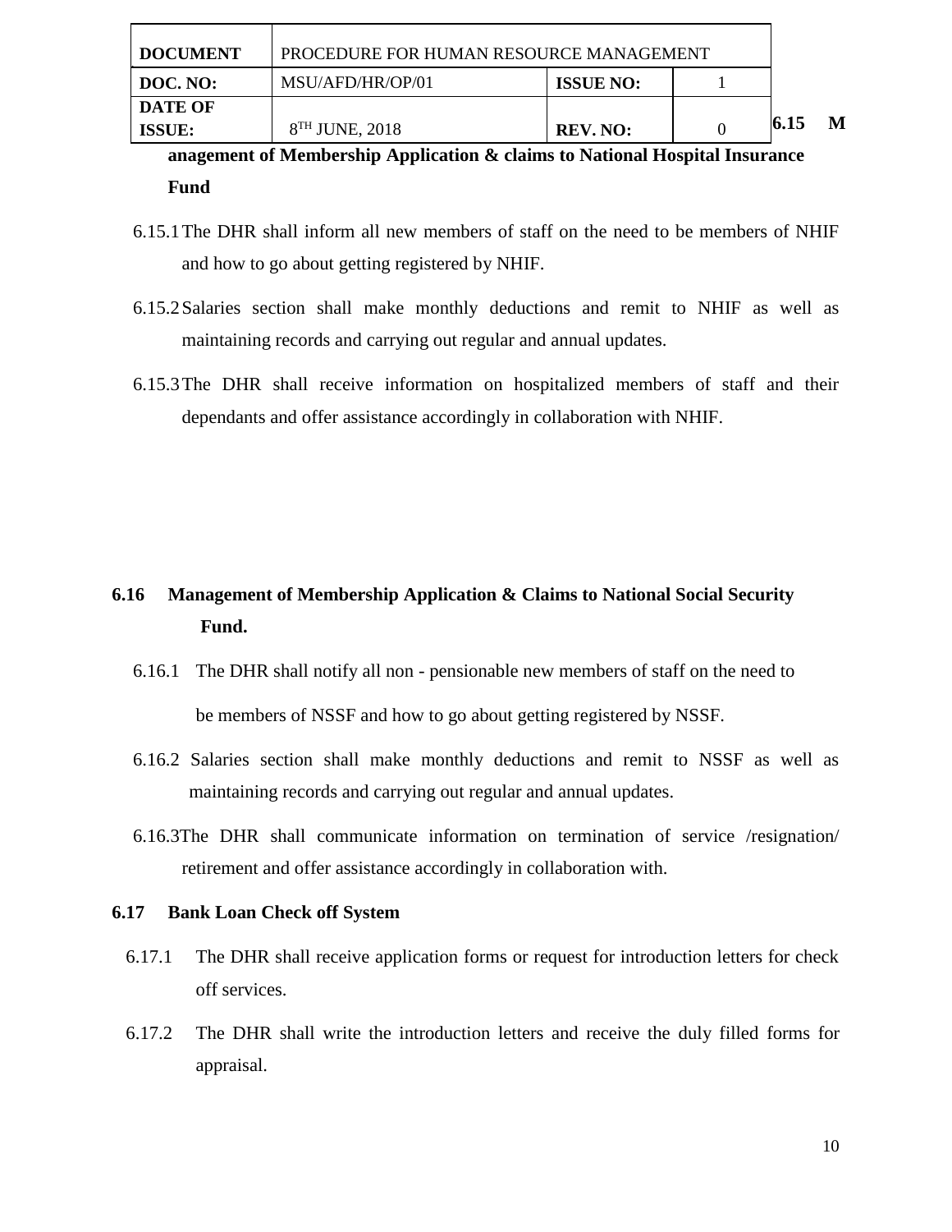### 6.15 Management of Membership Application & claims to National Hospital Insurance Fund

6.15.1 The DHR shall inform all new members of staff on the need to be members of NHIF and how to go about getting registered by NHIF.

6.15.2 Salaries section shall make monthly deductions and remit to NHIF as well as maintaining records and carrying out regular and annual updates.

6.15.3 The DHR shall receive information on hospitalized members of staff and their dependants and offer assistance accordingly in collaboration with NHIF.

### 6.16 Management of Membership Application & Claims to National Social Security Fund.

6.16.1 The DHR shall notify all non - pensionable new members of staff on the need to be members of NSSF and how to go about getting registered by NSSF.

6.16.2 Salaries section shall make monthly deductions and remit to NSSF as well as maintaining records and carrying out regular and annual updates.

6.16.3 The DHR shall communicate information on termination of service /resignation/ retirement and offer assistance accordingly in collaboration with.

### 6.17 Bank Loan Check off System

6.17.1 The DHR shall receive application forms or request for introduction letters for check off services.

6.17.2 The DHR shall write the introduction letters and receive the duly filled forms for appraisal.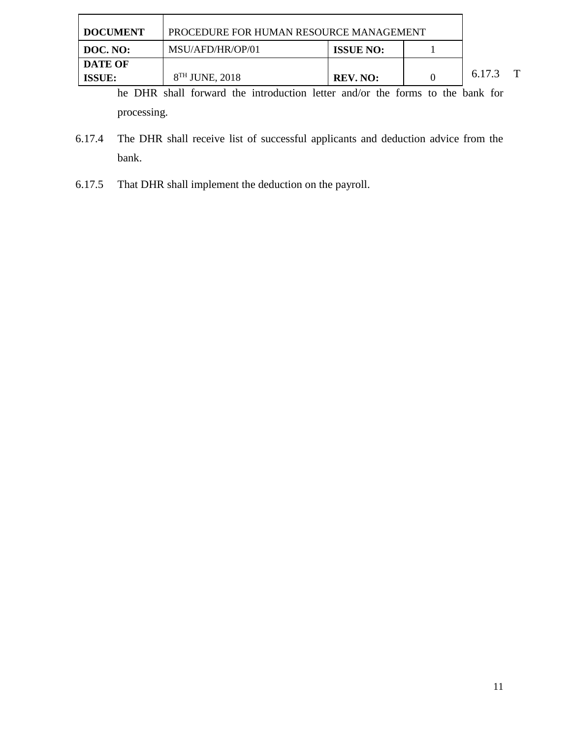6.17.3 The DHR shall forward the introduction letter and/or the forms to the bank for processing.

6.17.4 The DHR shall receive list of successful applicants and deduction advice from the bank.

6.17.5 That DHR shall implement the deduction on the payroll.